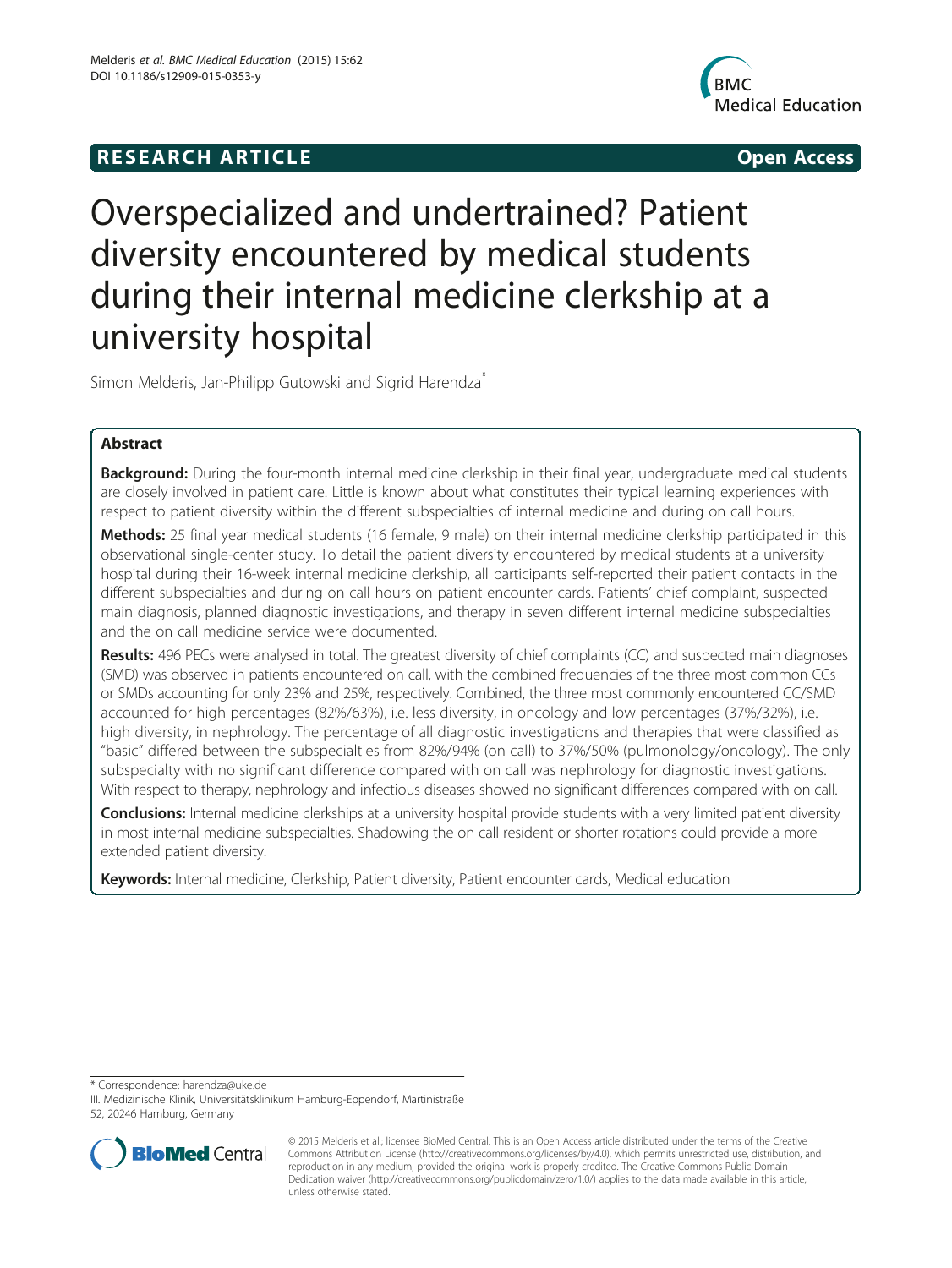RESEARCH ARTICLE Open Access

# Overspecialized and undertrained? Patient diversity encountered by medical students during their internal medicine clerkship at a university hospital

Simon Melderis, Jan-Philipp Gutowski and Sigrid Harendza*

## Abstract

**Background:** During the four-month internal medicine clerkship in their final year, undergraduate medical students are closely involved in patient care. Little is known about what constitutes their typical learning experiences with respect to patient diversity within the different subspecialties of internal medicine and during on call hours.

**Methods:** 25 final year medical students (16 female, 9 male) on their internal medicine clerkship participated in this observational single-center study. To detail the patient diversity encountered by medical students at a university hospital during their 16-week internal medicine clerkship, all participants self-reported their patient contacts in the different subspecialties and during on call hours on patient encounter cards. Patients' chief complaint, suspected main diagnosis, planned diagnostic investigations, and therapy in seven different internal medicine subspecialties and the on call medicine service were documented.

**Results:** 496 PECs were analysed in total. The greatest diversity of chief complaints (CC) and suspected main diagnoses (SMD) was observed in patients encountered on call, with the combined frequencies of the three most common CCs or SMDs accounting for only 23% and 25%, respectively. Combined, the three most commonly encountered CC/SMD accounted for high percentages (82%/63%), i.e. less diversity, in oncology and low percentages (37%/32%), i.e. high diversity, in nephrology. The percentage of all diagnostic investigations and therapies that were classified as "basic" differed between the subspecialties from 82%/94% (on call) to 37%/50% (pulmonology/oncology). The only subspecialty with no significant difference compared with on call was nephrology for diagnostic investigations. With respect to therapy, nephrology and infectious diseases showed no significant differences compared with on call.

**Conclusions:** Internal medicine clerkships at a university hospital provide students with a very limited patient diversity in most internal medicine subspecialties. Shadowing the on call resident or shorter rotations could provide a more extended patient diversity.

**Keywords:** Internal medicine, Clerkship, Patient diversity, Patient encounter cards, Medical education

---

* Correspondence: harendza@uke.de

III. Medizinische Klinik, Universitätsklinikum Hamburg-Eppendorf, Martinistraße 52, 20246 Hamburg, Germany

© 2015 Melderis et al.; licensee BioMed Central. This is an Open Access article distributed under the terms of the Creative Commons Attribution License (http://creativecommons.org/licenses/by/4.0), which permits unrestricted use, distribution, and reproduction in any medium, provided the original work is properly credited. The Creative Commons Public Domain Dedication waiver (http://creativecommons.org/publicdomain/zero/1.0/) applies to the data made available in this article, unless otherwise stated.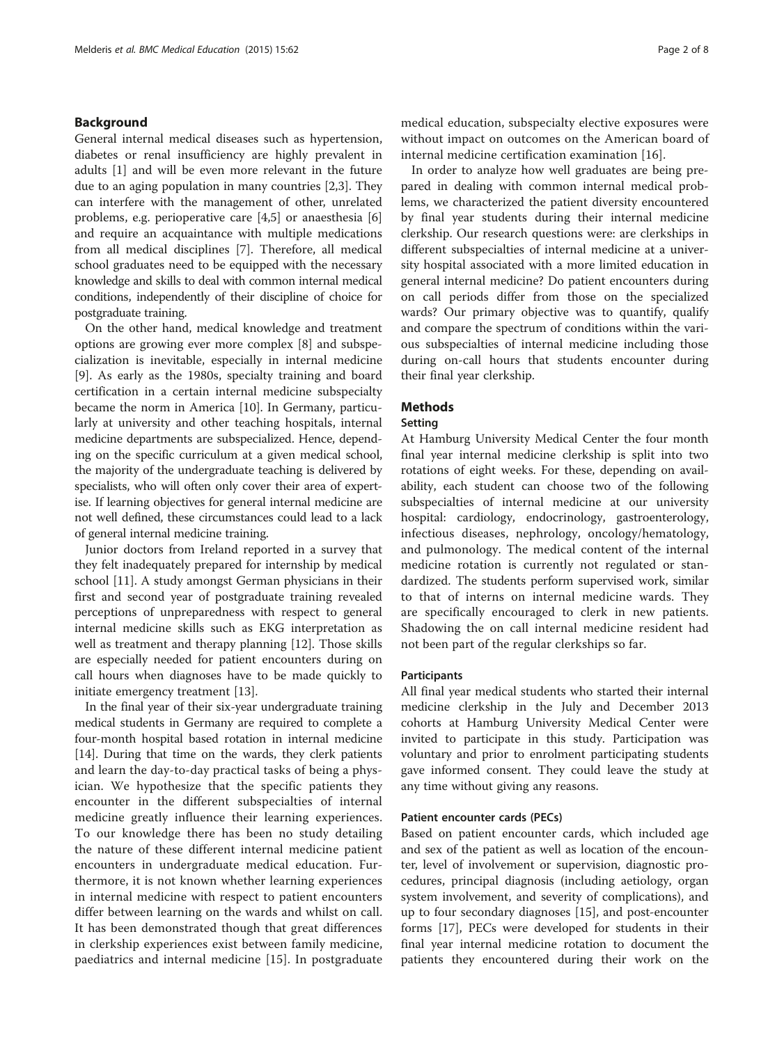## Background

General internal medical diseases such as hypertension, diabetes or renal insufficiency are highly prevalent in adults [1] and will be even more relevant in the future due to an aging population in many countries [2,3]. They can interfere with the management of other, unrelated problems, e.g. perioperative care [4,5] or anaesthesia [6] and require an acquaintance with multiple medications from all medical disciplines [7]. Therefore, all medical school graduates need to be equipped with the necessary knowledge and skills to deal with common internal medical conditions, independently of their discipline of choice for postgraduate training.

On the other hand, medical knowledge and treatment options are growing ever more complex [8] and subspecialization is inevitable, especially in internal medicine [9]. As early as the 1980s, specialty training and board certification in a certain internal medicine subspecialty became the norm in America [10]. In Germany, particularly at university and other teaching hospitals, internal medicine departments are subspecialized. Hence, depending on the specific curriculum at a given medical school, the majority of the undergraduate teaching is delivered by specialists, who will often only cover their area of expertise. If learning objectives for general internal medicine are not well defined, these circumstances could lead to a lack of general internal medicine training.

Junior doctors from Ireland reported in a survey that they felt inadequately prepared for internship by medical school [11]. A study amongst German physicians in their first and second year of postgraduate training revealed perceptions of unpreparedness with respect to general internal medicine skills such as EKG interpretation as well as treatment and therapy planning [12]. Those skills are especially needed for patient encounters during on call hours when diagnoses have to be made quickly to initiate emergency treatment [13].

In the final year of their six-year undergraduate training medical students in Germany are required to complete a four-month hospital based rotation in internal medicine [14]. During that time on the wards, they clerk patients and learn the day-to-day practical tasks of being a physician. We hypothesize that the specific patients they encounter in the different subspecialties of internal medicine greatly influence their learning experiences. To our knowledge there has been no study detailing the nature of these different internal medicine patient encounters in undergraduate medical education. Furthermore, it is not known whether learning experiences in internal medicine with respect to patient encounters differ between learning on the wards and whilst on call. It has been demonstrated though that great differences in clerkship experiences exist between family medicine, paediatrics and internal medicine [15]. In postgraduate medical education, subspecialty elective exposures were without impact on outcomes on the American board of internal medicine certification examination [16].

In order to analyze how well graduates are being prepared in dealing with common internal medical problems, we characterized the patient diversity encountered by final year students during their internal medicine clerkship. Our research questions were: are clerkships in different subspecialties of internal medicine at a university hospital associated with a more limited education in general internal medicine? Do patient encounters during on call periods differ from those on the specialized wards? Our primary objective was to quantify, qualify and compare the spectrum of conditions within the various subspecialties of internal medicine including those during on-call hours that students encounter during their final year clerkship.

## Methods

### Setting

At Hamburg University Medical Center the four month final year internal medicine clerkship is split into two rotations of eight weeks. For these, depending on availability, each student can choose two of the following subspecialties of internal medicine at our university hospital: cardiology, endocrinology, gastroenterology, infectious diseases, nephrology, oncology/hematology, and pulmonology. The medical content of the internal medicine rotation is currently not regulated or standardized. The students perform supervised work, similar to that of interns on internal medicine wards. They are specifically encouraged to clerk in new patients. Shadowing the on call internal medicine resident had not been part of the regular clerkships so far.

#### Participants

All final year medical students who started their internal medicine clerkship in the July and December 2013 cohorts at Hamburg University Medical Center were invited to participate in this study. Participation was voluntary and prior to enrolment participating students gave informed consent. They could leave the study at any time without giving any reasons.

#### Patient encounter cards (PECs)

Based on patient encounter cards, which included age and sex of the patient as well as location of the encounter, level of involvement or supervision, diagnostic procedures, principal diagnosis (including aetiology, organ system involvement, and severity of complications), and up to four secondary diagnoses [15], and post-encounter forms [17], PECs were developed for students in their final year internal medicine rotation to document the patients they encountered during their work on the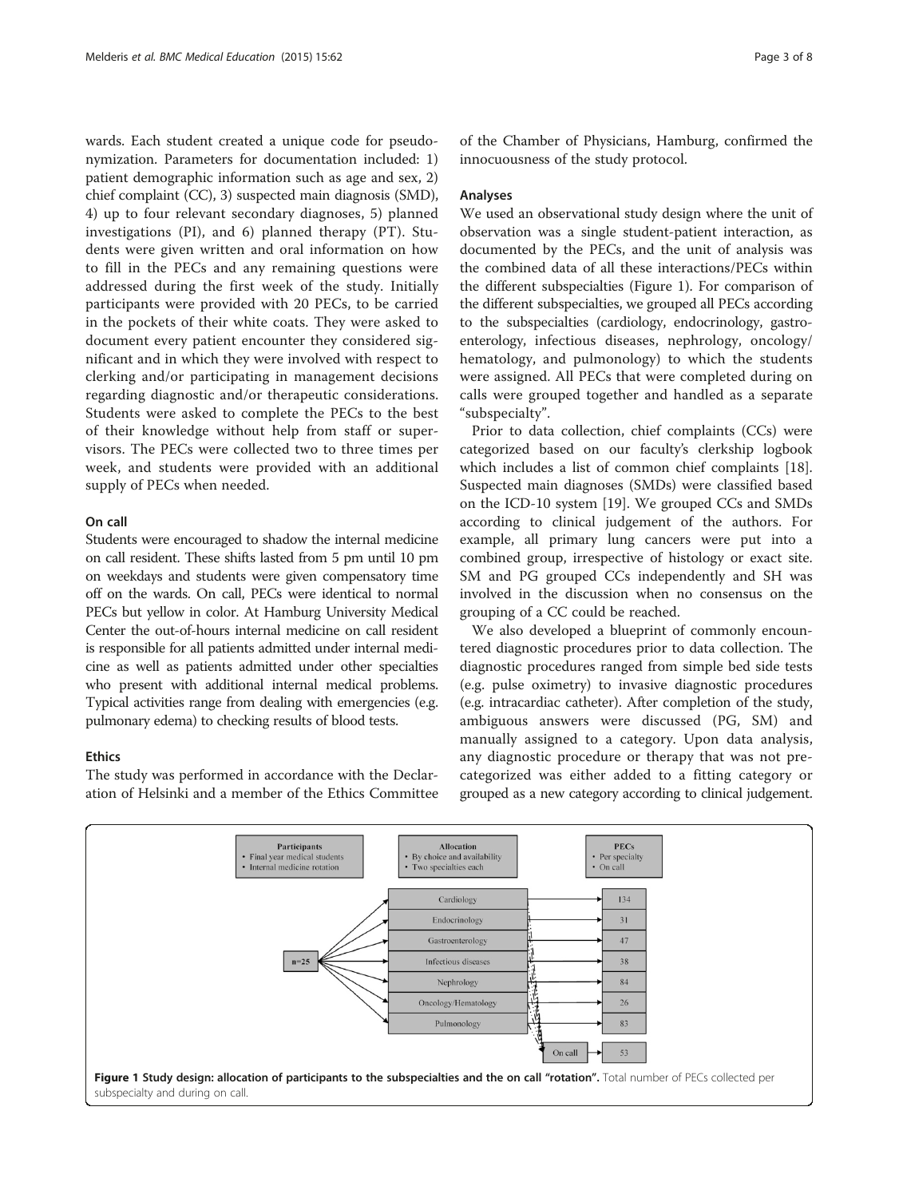wards. Each student created a unique code for pseudonymization. Parameters for documentation included: 1) patient demographic information such as age and sex, 2) chief complaint (CC), 3) suspected main diagnosis (SMD), 4) up to four relevant secondary diagnoses, 5) planned investigations (PI), and 6) planned therapy (PT). Students were given written and oral information on how to fill in the PECs and any remaining questions were addressed during the first week of the study. Initially participants were provided with 20 PECs, to be carried in the pockets of their white coats. They were asked to document every patient encounter they considered significant and in which they were involved with respect to clerking and/or participating in management decisions regarding diagnostic and/or therapeutic considerations. Students were asked to complete the PECs to the best of their knowledge without help from staff or supervisors. The PECs were collected two to three times per week, and students were provided with an additional supply of PECs when needed.

### On call

Students were encouraged to shadow the internal medicine on call resident. These shifts lasted from 5 pm until 10 pm on weekdays and students were given compensatory time off on the wards. On call, PECs were identical to normal PECs but yellow in color. At Hamburg University Medical Center the out-of-hours internal medicine on call resident is responsible for all patients admitted under internal medicine as well as patients admitted under other specialties who present with additional internal medical problems. Typical activities range from dealing with emergencies (e.g. pulmonary edema) to checking results of blood tests.

### Ethics

The study was performed in accordance with the Declaration of Helsinki and a member of the Ethics Committee of the Chamber of Physicians, Hamburg, confirmed the innocuousness of the study protocol.

### Analyses

We used an observational study design where the unit of observation was a single student-patient interaction, as documented by the PECs, and the unit of analysis was the combined data of all these interactions/PECs within the different subspecialties (Figure 1). For comparison of the different subspecialties, we grouped all PECs according to the subspecialties (cardiology, endocrinology, gastroenterology, infectious diseases, nephrology, oncology/hematology, and pulmonology) to which the students were assigned. All PECs that were completed during on calls were grouped together and handled as a separate "subspecialty".

Prior to data collection, chief complaints (CCs) were categorized based on our faculty's clerkship logbook which includes a list of common chief complaints [18]. Suspected main diagnoses (SMDs) were classified based on the ICD-10 system [19]. We grouped CCs and SMDs according to clinical judgement of the authors. For example, all primary lung cancers were put into a combined group, irrespective of histology or exact site. SM and PG grouped CCs independently and SH was involved in the discussion when no consensus on the grouping of a CC could be reached.

We also developed a blueprint of commonly encountered diagnostic procedures prior to data collection. The diagnostic procedures ranged from simple bed side tests (e.g. pulse oximetry) to invasive diagnostic procedures (e.g. intracardiac catheter). After completion of the study, ambiguous answers were discussed (PG, SM) and manually assigned to a category. Upon data analysis, any diagnostic procedure or therapy that was not precategorized was either added to a fitting category or grouped as a new category according to clinical judgement.

Participants
• Final year medical students
• Internal medicine rotation

Allocation
• By choice and availability
• Two specialties each

PECs
• Per specialty
• On call

n=25

Cardiology 134
Endocrinology 31
Gastroenterology 47
Infectious diseases 38
Nephrology 84
Oncology/Hematology 26
Pulmonology 83
On call 53

**Figure 1 Study design: allocation of participants to the subspecialties and the on call "rotation".** Total number of PECs collected per subspecialty and during on call.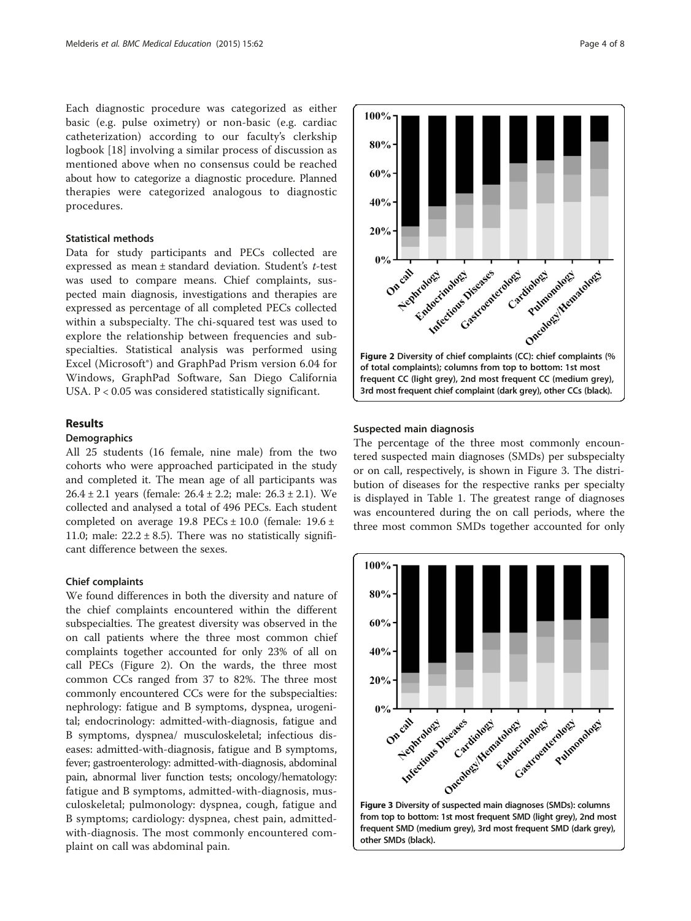Each diagnostic procedure was categorized as either basic (e.g. pulse oximetry) or non-basic (e.g. cardiac catheterization) according to our faculty's clerkship logbook [18] involving a similar process of discussion as mentioned above when no consensus could be reached about how to categorize a diagnostic procedure. Planned therapies were categorized analogous to diagnostic procedures.

### Statistical methods

Data for study participants and PECs collected are expressed as mean ± standard deviation. Student's *t*-test was used to compare means. Chief complaints, suspected main diagnosis, investigations and therapies are expressed as percentage of all completed PECs collected within a subspecialty. The chi-squared test was used to explore the relationship between frequencies and subspecialties. Statistical analysis was performed using Excel (Microsoft®) and GraphPad Prism version 6.04 for Windows, GraphPad Software, San Diego California USA. $P < 0.05$ was considered statistically significant.

## Results

### Demographics

All 25 students (16 female, nine male) from the two cohorts who were approached participated in the study and completed it. The mean age of all participants was 26.4 ± 2.1 years (female: 26.4 ± 2.2; male: 26.3 ± 2.1). We collected and analysed a total of 496 PECs. Each student completed on average 19.8 PECs ± 10.0 (female: 19.6 ± 11.0; male: 22.2 ± 8.5). There was no statistically significant difference between the sexes.

### Chief complaints

We found differences in both the diversity and nature of the chief complaints encountered within the different subspecialties. The greatest diversity was observed in the on call patients where the three most common chief complaints together accounted for only 23% of all on call PECs (Figure 2). On the wards, the three most common CCs ranged from 37 to 82%. The three most commonly encountered CCs were for the subspecialties: nephrology: fatigue and B symptoms, dyspnea, urogenital; endocrinology: admitted-with-diagnosis, fatigue and B symptoms, dyspnea/ musculoskeletal; infectious diseases: admitted-with-diagnosis, fatigue and B symptoms, fever; gastroenterology: admitted-with-diagnosis, abdominal pain, abnormal liver function tests; oncology/hematology: fatigue and B symptoms, admitted-with-diagnosis, musculoskeletal; pulmonology: dyspnea, cough, fatigue and B symptoms; cardiology: dyspnea, chest pain, admitted-with-diagnosis. The most commonly encountered complaint on call was abdominal pain.

**Figure 2** Diversity of chief complaints (CC): chief complaints (% of total complaints); columns from top to bottom: 1st most frequent CC (light grey), 2nd most frequent CC (medium grey), 3rd most frequent chief complaint (dark grey), other CCs (black).

### Suspected main diagnosis

The percentage of the three most commonly encountered suspected main diagnoses (SMDs) per subspecialty or on call, respectively, is shown in Figure 3. The distribution of diseases for the respective ranks per specialty is displayed in Table 1. The greatest range of diagnoses was encountered during the on call periods, where the three most common SMDs together accounted for only

**Figure 3** Diversity of suspected main diagnoses (SMDs): columns from top to bottom: 1st most frequent SMD (light grey), 2nd most frequent SMD (medium grey), 3rd most frequent SMD (dark grey), other SMDs (black).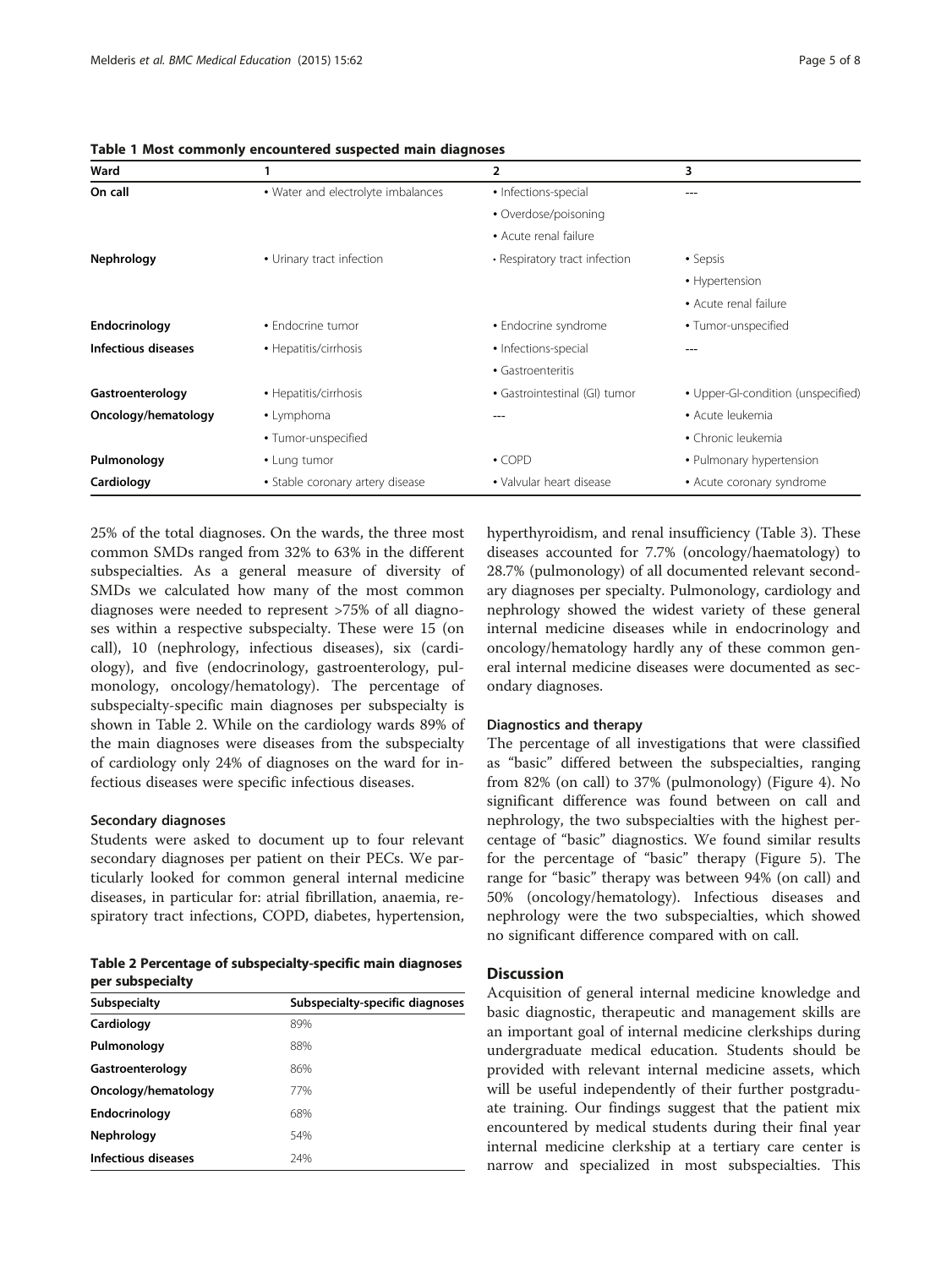**Table 1 Most commonly encountered suspected main diagnoses**

| Ward | 1 | 2 | 3 |
|---|---|---|---|
| **On call** | • Water and electrolyte imbalances | • Infections-special<br>• Overdose/poisoning<br>• Acute renal failure | --- |
| **Nephrology** | • Urinary tract infection | • Respiratory tract infection | • Sepsis<br>• Hypertension<br>• Acute renal failure |
| **Endocrinology** | • Endocrine tumor | • Endocrine syndrome | • Tumor-unspecified |
| **Infectious diseases** | • Hepatitis/cirrhosis | • Infections-special<br>• Gastroenteritis | --- |
| **Gastroenterology** | • Hepatitis/cirrhosis | • Gastrointestinal (GI) tumor | • Upper-GI-condition (unspecified) |
| **Oncology/hematology** | • Lymphoma<br>• Tumor-unspecified | --- | • Acute leukemia<br>• Chronic leukemia |
| **Pulmonology** | • Lung tumor | • COPD | • Pulmonary hypertension |
| **Cardiology** | • Stable coronary artery disease | • Valvular heart disease | • Acute coronary syndrome |

25% of the total diagnoses. On the wards, the three most common SMDs ranged from 32% to 63% in the different subspecialties. As a general measure of diversity of SMDs we calculated how many of the most common diagnoses were needed to represent >75% of all diagnoses within a respective subspecialty. These were 15 (on call), 10 (nephrology, infectious diseases), six (cardiology), and five (endocrinology, gastroenterology, pulmonology, oncology/hematology). The percentage of subspecialty-specific main diagnoses per subspecialty is shown in Table 2. While on the cardiology wards 89% of the main diagnoses were diseases from the subspecialty of cardiology only 24% of diagnoses on the ward for infectious diseases were specific infectious diseases.

#### Secondary diagnoses

Students were asked to document up to four relevant secondary diagnoses per patient on their PECs. We particularly looked for common general internal medicine diseases, in particular for: atrial fibrillation, anaemia, respiratory tract infections, COPD, diabetes, hypertension, hyperthyroidism, and renal insufficiency (Table 3). These diseases accounted for 7.7% (oncology/haematology) to 28.7% (pulmonology) of all documented relevant secondary diagnoses per specialty. Pulmonology, cardiology and nephrology showed the widest variety of these general internal medicine diseases while in endocrinology and oncology/hematology hardly any of these common general internal medicine diseases were documented as secondary diagnoses.

**Table 2 Percentage of subspecialty-specific main diagnoses per subspecialty**

| Subspecialty | Subspecialty-specific diagnoses |
|---|---|
| **Cardiology** | 89% |
| **Pulmonology** | 88% |
| **Gastroenterology** | 86% |
| **Oncology/hematology** | 77% |
| **Endocrinology** | 68% |
| **Nephrology** | 54% |
| **Infectious diseases** | 24% |

#### Diagnostics and therapy

The percentage of all investigations that were classified as "basic" differed between the subspecialties, ranging from 82% (on call) to 37% (pulmonology) (Figure 4). No significant difference was found between on call and nephrology, the two subspecialties with the highest percentage of "basic" diagnostics. We found similar results for the percentage of "basic" therapy (Figure 5). The range for "basic" therapy was between 94% (on call) and 50% (oncology/hematology). Infectious diseases and nephrology were the two subspecialties, which showed no significant difference compared with on call.

## Discussion

Acquisition of general internal medicine knowledge and basic diagnostic, therapeutic and management skills are an important goal of internal medicine clerkships during undergraduate medical education. Students should be provided with relevant internal medicine assets, which will be useful independently of their further postgraduate training. Our findings suggest that the patient mix encountered by medical students during their final year internal medicine clerkship at a tertiary care center is narrow and specialized in most subspecialties. This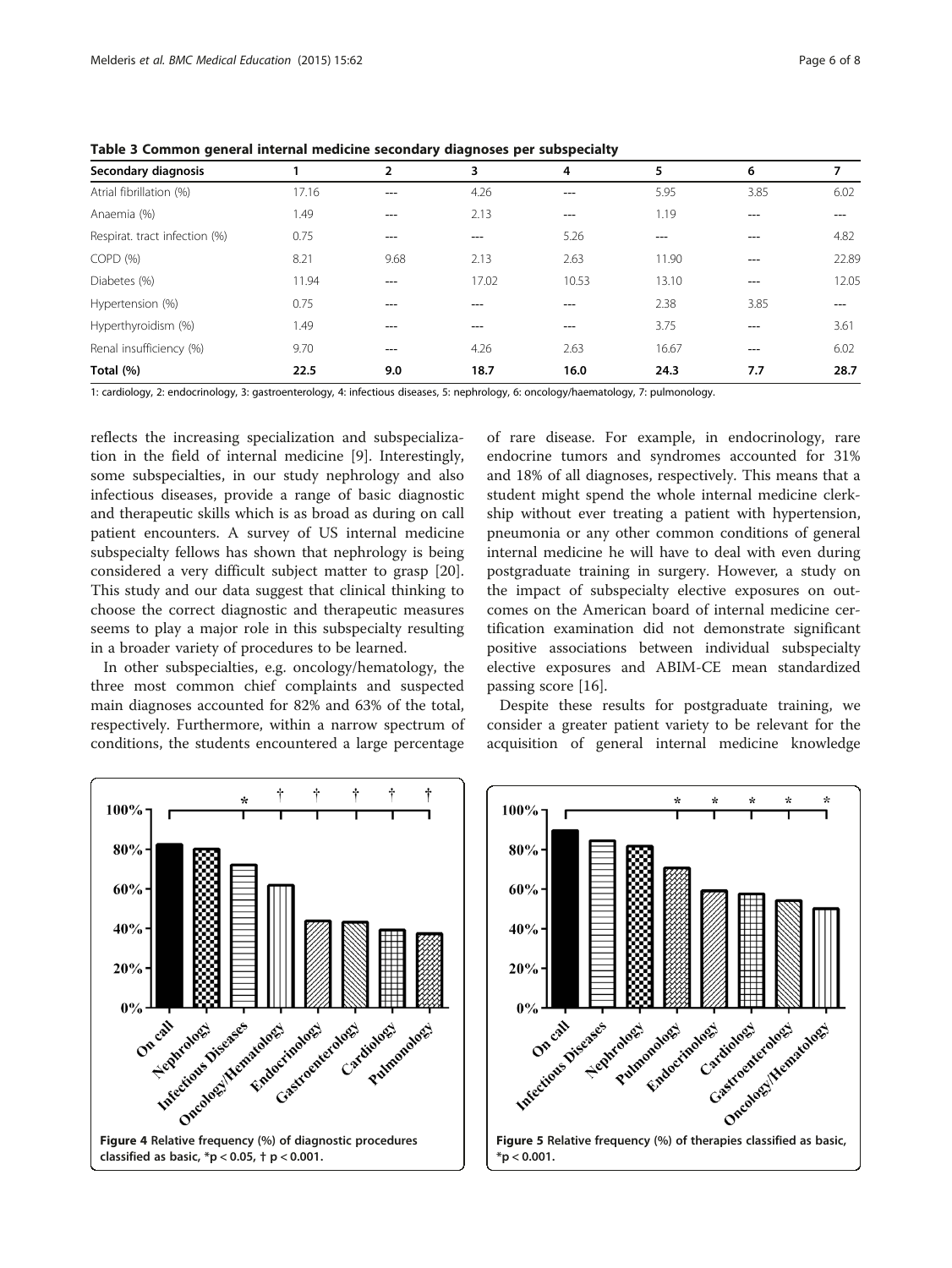**Table 3 Common general internal medicine secondary diagnoses per subspecialty**

| Secondary diagnosis | 1 | 2 | 3 | 4 | 5 | 6 | 7 |
|---|---|---|---|---|---|---|---|
| Atrial fibrillation (%) | 17.16 | --- | 4.26 | --- | 5.95 | 3.85 | 6.02 |
| Anaemia (%) | 1.49 | --- | 2.13 | --- | 1.19 | --- | --- |
| Respirat. tract infection (%) | 0.75 | --- | --- | 5.26 | --- | --- | 4.82 |
| COPD (%) | 8.21 | 9.68 | 2.13 | 2.63 | 11.90 | --- | 22.89 |
| Diabetes (%) | 11.94 | --- | 17.02 | 10.53 | 13.10 | --- | 12.05 |
| Hypertension (%) | 0.75 | --- | --- | --- | 2.38 | 3.85 | --- |
| Hyperthyroidism (%) | 1.49 | --- | --- | --- | 3.75 | --- | 3.61 |
| Renal insufficiency (%) | 9.70 | --- | 4.26 | 2.63 | 16.67 | --- | 6.02 |
| **Total (%)** | **22.5** | **9.0** | **18.7** | **16.0** | **24.3** | **7.7** | **28.7** |

1: cardiology, 2: endocrinology, 3: gastroenterology, 4: infectious diseases, 5: nephrology, 6: oncology/haematology, 7: pulmonology.

reflects the increasing specialization and subspecialization in the field of internal medicine [9]. Interestingly, some subspecialties, in our study nephrology and also infectious diseases, provide a range of basic diagnostic and therapeutic skills which is as broad as during on call patient encounters. A survey of US internal medicine subspecialty fellows has shown that nephrology is being considered a very difficult subject matter to grasp [20]. This study and our data suggest that clinical thinking to choose the correct diagnostic and therapeutic measures seems to play a major role in this subspecialty resulting in a broader variety of procedures to be learned.

In other subspecialties, e.g. oncology/hematology, the three most common chief complaints and suspected main diagnoses accounted for 82% and 63% of the total, respectively. Furthermore, within a narrow spectrum of conditions, the students encountered a large percentage of rare disease. For example, in endocrinology, rare endocrine tumors and syndromes accounted for 31% and 18% of all diagnoses, respectively. This means that a student might spend the whole internal medicine clerkship without ever treating a patient with hypertension, pneumonia or any other common conditions of general internal medicine he will have to deal with even during postgraduate training in surgery. However, a study on the impact of subspecialty elective exposures on outcomes on the American board of internal medicine certification examination did not demonstrate significant positive associations between individual subspecialty elective exposures and ABIM-CE mean standardized passing score [16].

Despite these results for postgraduate training, we consider a greater patient variety to be relevant for the acquisition of general internal medicine knowledge

**Figure 4** Relative frequency (%) of diagnostic procedures classified as basic, *p < 0.05, † p < 0.001.

**Figure 5** Relative frequency (%) of therapies classified as basic, *p < 0.001.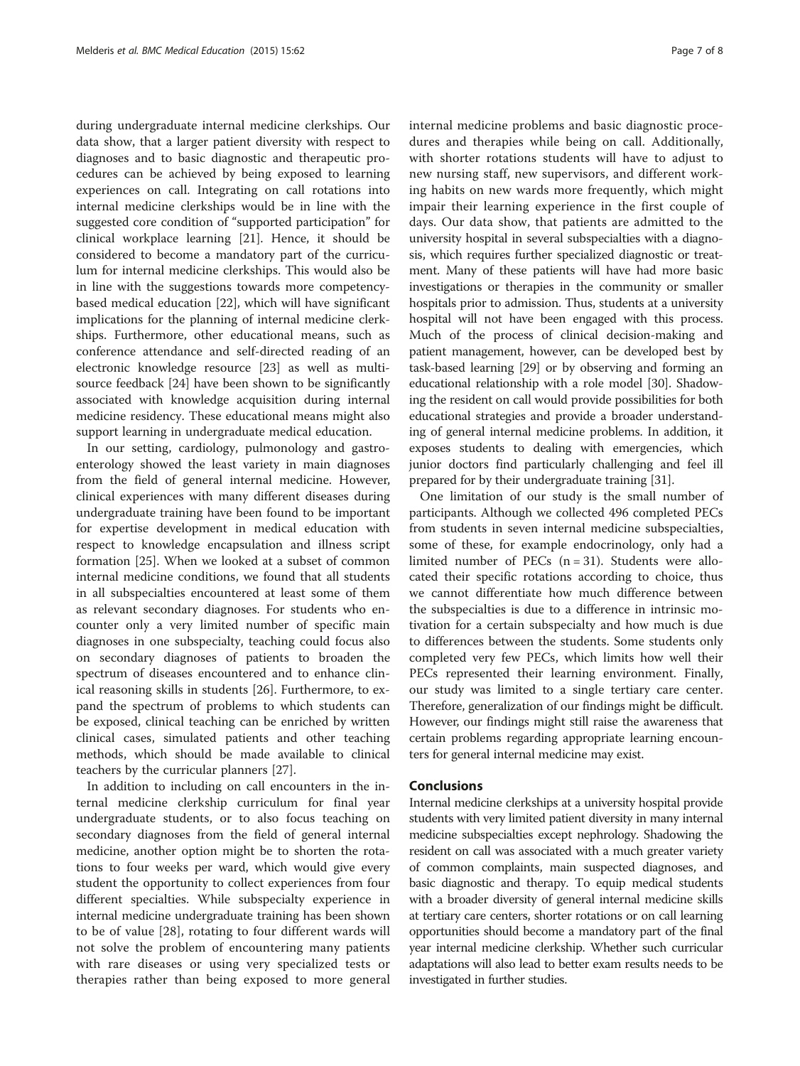during undergraduate internal medicine clerkships. Our data show, that a larger patient diversity with respect to diagnoses and to basic diagnostic and therapeutic procedures can be achieved by being exposed to learning experiences on call. Integrating on call rotations into internal medicine clerkships would be in line with the suggested core condition of "supported participation" for clinical workplace learning [21]. Hence, it should be considered to become a mandatory part of the curriculum for internal medicine clerkships. This would also be in line with the suggestions towards more competency-based medical education [22], which will have significant implications for the planning of internal medicine clerkships. Furthermore, other educational means, such as conference attendance and self-directed reading of an electronic knowledge resource [23] as well as multi-source feedback [24] have been shown to be significantly associated with knowledge acquisition during internal medicine residency. These educational means might also support learning in undergraduate medical education.

In our setting, cardiology, pulmonology and gastroenterology showed the least variety in main diagnoses from the field of general internal medicine. However, clinical experiences with many different diseases during undergraduate training have been found to be important for expertise development in medical education with respect to knowledge encapsulation and illness script formation [25]. When we looked at a subset of common internal medicine conditions, we found that all students in all subspecialties encountered at least some of them as relevant secondary diagnoses. For students who encounter only a very limited number of specific main diagnoses in one subspecialty, teaching could focus also on secondary diagnoses of patients to broaden the spectrum of diseases encountered and to enhance clinical reasoning skills in students [26]. Furthermore, to expand the spectrum of problems to which students can be exposed, clinical teaching can be enriched by written clinical cases, simulated patients and other teaching methods, which should be made available to clinical teachers by the curricular planners [27].

In addition to including on call encounters in the internal medicine clerkship curriculum for final year undergraduate students, or to also focus teaching on secondary diagnoses from the field of general internal medicine, another option might be to shorten the rotations to four weeks per ward, which would give every student the opportunity to collect experiences from four different specialties. While subspecialty experience in internal medicine undergraduate training has been shown to be of value [28], rotating to four different wards will not solve the problem of encountering many patients with rare diseases or using very specialized tests or therapies rather than being exposed to more general internal medicine problems and basic diagnostic procedures and therapies while being on call. Additionally, with shorter rotations students will have to adjust to new nursing staff, new supervisors, and different working habits on new wards more frequently, which might impair their learning experience in the first couple of days. Our data show, that patients are admitted to the university hospital in several subspecialties with a diagnosis, which requires further specialized diagnostic or treatment. Many of these patients will have had more basic investigations or therapies in the community or smaller hospitals prior to admission. Thus, students at a university hospital will not have been engaged with this process. Much of the process of clinical decision-making and patient management, however, can be developed best by task-based learning [29] or by observing and forming an educational relationship with a role model [30]. Shadowing the resident on call would provide possibilities for both educational strategies and provide a broader understanding of general internal medicine problems. In addition, it exposes students to dealing with emergencies, which junior doctors find particularly challenging and feel ill prepared for by their undergraduate training [31].

One limitation of our study is the small number of participants. Although we collected 496 completed PECs from students in seven internal medicine subspecialties, some of these, for example endocrinology, only had a limited number of PECs (n = 31). Students were allocated their specific rotations according to choice, thus we cannot differentiate how much difference between the subspecialties is due to a difference in intrinsic motivation for a certain subspecialty and how much is due to differences between the students. Some students only completed very few PECs, which limits how well their PECs represented their learning environment. Finally, our study was limited to a single tertiary care center. Therefore, generalization of our findings might be difficult. However, our findings might still raise the awareness that certain problems regarding appropriate learning encounters for general internal medicine may exist.

## Conclusions

Internal medicine clerkships at a university hospital provide students with very limited patient diversity in many internal medicine subspecialties except nephrology. Shadowing the resident on call was associated with a much greater variety of common complaints, main suspected diagnoses, and basic diagnostic and therapy. To equip medical students with a broader diversity of general internal medicine skills at tertiary care centers, shorter rotations or on call learning opportunities should become a mandatory part of the final year internal medicine clerkship. Whether such curricular adaptations will also lead to better exam results needs to be investigated in further studies.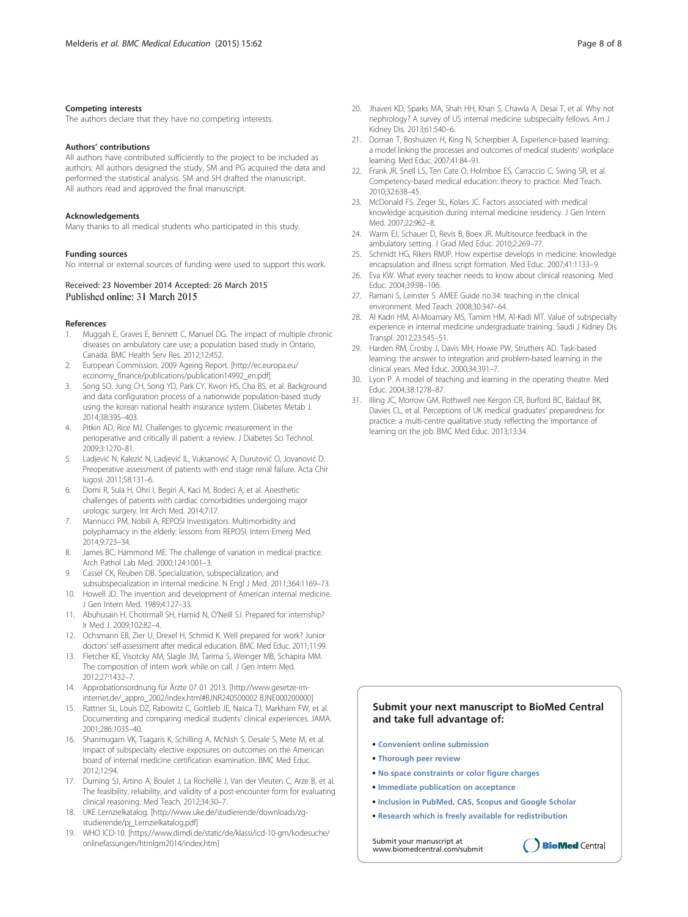### Competing interests

The authors declare that they have no competing interests.

### Authors' contributions

All authors have contributed sufficiently to the project to be included as authors: All authors designed the study, SM and PG acquired the data and performed the statistical analysis. SM and SH drafted the manuscript. All authors read and approved the final manuscript.

### Acknowledgements

Many thanks to all medical students who participated in this study.

### Funding sources

No internal or external sources of funding were used to support this work.

Received: 23 November 2014 Accepted: 26 March 2015
Published online: 31 March 2015

### References

1. Muggah E, Graves E, Bennett C, Manuel DG. The impact of multiple chronic diseases on ambulatory care use; a population based study in Ontario, Canada. BMC Health Serv Res. 2012;12:452.
2. European Commission. 2009 Ageing Report. [http://ec.europa.eu/economy_finance/publications/publication14992_en.pdf]
3. Song SO, Jung CH, Song YD, Park CY, Kwon HS, Cha BS, et al. Background and data configuration process of a nationwide population-based study using the korean national health insurance system. Diabetes Metab J. 2014;38:395–403.
4. Pitkin AD, Rice MJ. Challenges to glycemic measurement in the perioperative and critically ill patient: a review. J Diabetes Sci Technol. 2009;3:1270–81.
5. Ladjević N, Kalezić N, Ladjević IL, Vuksanović A, Durutović O, Jovanović D. Preoperative assessment of patients with end stage renal failure. Acta Chir Iugosl. 2011;58:131–6.
6. Domi R, Sula H, Ohri I, Begiri A, Kaci M, Bodeci A, et al. Anesthetic challenges of patients with cardiac comorbidities undergoing major urologic surgery. Int Arch Med. 2014;7:17.
7. Mannucci PM, Nobili A, REPOSI Investigators. Multimorbidity and polypharmacy in the elderly: lessons from REPOSI. Intern Emerg Med. 2014;9:723–34.
8. James BC, Hammond ME. The challenge of variation in medical practice. Arch Pathol Lab Med. 2000;124:1001–3.
9. Cassel CK, Reuben DB. Specialization, subspecialization, and subsubspecialization in internal medicine. N Engl J Med. 2011;364:1169–73.
10. Howell JD. The invention and development of American internal medicine. J Gen Intern Med. 1989;4:127–33.
11. Abuhusain H, Chotirmall SH, Hamid N, O'Neill SJ. Prepared for internship? Ir Med J. 2009;102:82–4.
12. Ochsmann EB, Zier U, Drexel H, Schmid K. Well prepared for work? Junior doctors' self-assessment after medical education. BMC Med Educ. 2011;11:99.
13. Fletcher KE, Visotcky AM, Slagle JM, Tarima S, Weinger MB, Schapira MM. The composition of intern work while on call. J Gen Intern Med. 2012;27:1432–7.
14. Approbationsordnung für Ärzte 07 01 2013. [http://www.gesetze-im-internet.de/_appro_2002/index.html#BJNR240500002 BJNE000200000]
15. Rattner SL, Louis DZ, Rabowitz C, Gottlieb JE, Nasca TJ, Markham FW, et al. Documenting and comparing medical students' clinical experiences. JAMA. 2001;286:1035–40.
16. Shanmugam VK, Tsagaris K, Schilling A, McNish S, Desale S, Mete M, et al. Impact of subspecialty elective exposures on outcomes on the American board of internal medicine certification examination. BMC Med Educ. 2012;12:94.
17. Durning SJ, Artino A, Boulet J, La Rochelle J, Van der Vleuten C, Arze B, et al. The feasibility, reliability, and validity of a post-encounter form for evaluating clinical reasoning. Med Teach. 2012;34:30–7.
18. UKE Lernzielkatalog. [http://www.uke.de/studierende/downloads/zg-studierende/pj_Lernzielkatalog.pdf]
19. WHO ICD-10. [https://www.dimdi.de/static/de/klassi/icd-10-gm/kodesuche/onlinefassungen/htmlgm2014/index.htm]
20. Jhaveri KD, Sparks MA, Shah HH, Khan S, Chawla A, Desai T, et al. Why not nephrology? A survey of US internal medicine subspecialty fellows. Am J Kidney Dis. 2013;61:540–6.
21. Dornan T, Boshuizen H, King N, Scherpbier A. Experience-based learning: a model linking the processes and outcomes of medical students' workplace learning. Med Educ. 2007;41:84–91.
22. Frank JR, Snell LS, Ten Cate O, Holmboe ES, Carraccio C, Swing SR, et al. Competency-based medical education: theory to practice. Med Teach. 2010;32:638–45.
23. McDonald FS, Zeger SL, Kolars JC. Factors associated with medical knowledge acquisition during internal medicine residency. J Gen Intern Med. 2007;22:962–8.
24. Warm EJ, Schauer D, Revis B, Boex JR. Multisource feedback in the ambulatory setting. J Grad Med Educ. 2010;2:269–77.
25. Schmidt HG, Rikers RMJP. How expertise develops in medicine: knowledge encapsulation and illness script formation. Med Educ. 2007;41:1133–9.
26. Eva KW. What every teacher needs to know about clinical reasoning. Med Educ. 2004;39:98–106.
27. Ramani S, Leinster S. AMEE Guide no.34: teaching in the clinical environment. Med Teach. 2008;30:347–64.
28. Al Kadri HM, Al-Moamary MS, Tamim HM, Al-Kadi MT. Value of subspecialty experience in internal medicine undergraduate training. Saudi J Kidney Dis Transpl. 2012;23:545–51.
29. Harden RM, Crosby J, Davis MH, Howie PW, Struthers AD. Task-based learning: the answer to integration and problem-based learning in the clinical years. Med Educ. 2000;34:391–7.
30. Lyon P. A model of teaching and learning in the operating theatre. Med Educ. 2004;38:1278–87.
31. Illing JC, Morrow GM, Rothwell nee Kergon CR, Burford BC, Baldauf BK, Davies CL, et al. Perceptions of UK medical graduates' preparedness for practice: a multi-centre qualitative study reflecting the importance of learning on the job. BMC Med Educ. 2013;13:34.

**Submit your next manuscript to BioMed Central and take full advantage of:**

- **Convenient online submission**
- **Thorough peer review**
- **No space constraints or color figure charges**
- **Immediate publication on acceptance**
- **Inclusion in PubMed, CAS, Scopus and Google Scholar**
- **Research which is freely available for redistribution**

Submit your manuscript at
www.biomedcentral.com/submit

BioMed Central